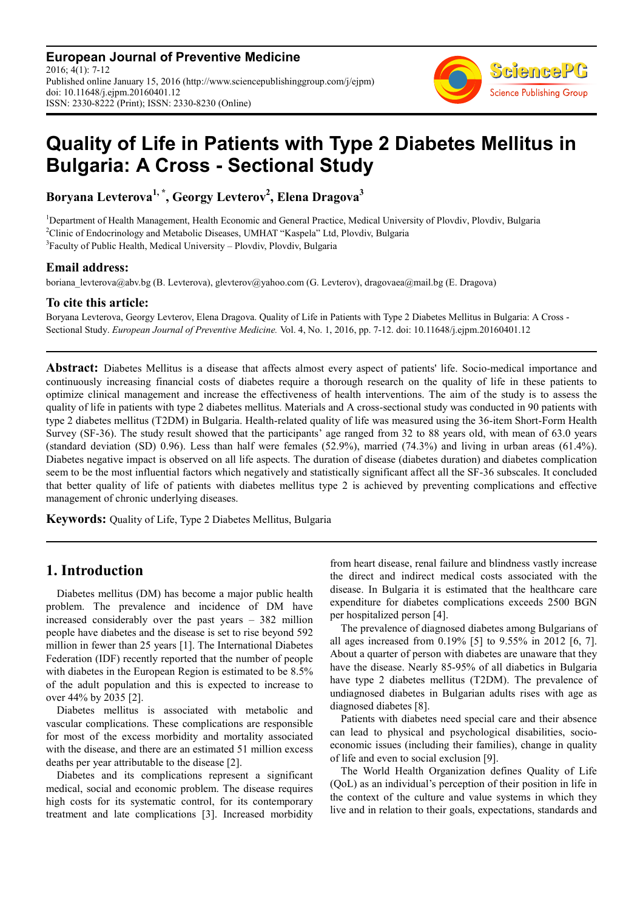# Quality of Life in Patients with Type 2 Diabetes Mellitus in Bulgaria: A Cross - Sectional Study

**Boryana Levterova[1, *], Georgy Levterov[2], Elena Dragova[3]**

[1]Department of Health Management, Health Economic and General Practice, Medical University of Plovdiv, Plovdiv, Bulgaria
[2]Clinic of Endocrinology and Metabolic Diseases, UMHAT "Kaspela" Ltd, Plovdiv, Bulgaria
[3]Faculty of Public Health, Medical University – Plovdiv, Plovdiv, Bulgaria

### Email address:

boriana_levterova@abv.bg (B. Levterova), glevterov@yahoo.com (G. Levterov), dragovaea@mail.bg (E. Dragova)

### To cite this article:

Boryana Levterova, Georgy Levterov, Elena Dragova. Quality of Life in Patients with Type 2 Diabetes Mellitus in Bulgaria: A Cross - Sectional Study. *European Journal of Preventive Medicine.* Vol. 4, No. 1, 2016, pp. 7-12. doi: 10.11648/j.ejpm.20160401.12

---

**Abstract:** Diabetes Mellitus is a disease that affects almost every aspect of patients' life. Socio-medical importance and continuously increasing financial costs of diabetes require a thorough research on the quality of life in these patients to optimize clinical management and increase the effectiveness of health interventions. The aim of the study is to assess the quality of life in patients with type 2 diabetes mellitus. Materials and A cross-sectional study was conducted in 90 patients with type 2 diabetes mellitus (T2DM) in Bulgaria. Health-related quality of life was measured using the 36-item Short-Form Health Survey (SF-36). The study result showed that the participants' age ranged from 32 to 88 years old, with mean of 63.0 years (standard deviation (SD) 0.96). Less than half were females (52.9%), married (74.3%) and living in urban areas (61.4%). Diabetes negative impact is observed on all life aspects. The duration of disease (diabetes duration) and diabetes complication seem to be the most influential factors which negatively and statistically significant affect all the SF-36 subscales. It concluded that better quality of life of patients with diabetes mellitus type 2 is achieved by preventing complications and effective management of chronic underlying diseases.

**Keywords:** Quality of Life, Type 2 Diabetes Mellitus, Bulgaria

---

## 1. Introduction

Diabetes mellitus (DM) has become a major public health problem. The prevalence and incidence of DM have increased considerably over the past years – 382 million people have diabetes and the disease is set to rise beyond 592 million in fewer than 25 years [1]. The International Diabetes Federation (IDF) recently reported that the number of people with diabetes in the European Region is estimated to be 8.5% of the adult population and this is expected to increase to over 44% by 2035 [2].

Diabetes mellitus is associated with metabolic and vascular complications. These complications are responsible for most of the excess morbidity and mortality associated with the disease, and there are an estimated 51 million excess deaths per year attributable to the disease [2].

Diabetes and its complications represent a significant medical, social and economic problem. The disease requires high costs for its systematic control, for its contemporary treatment and late complications [3]. Increased morbidity from heart disease, renal failure and blindness vastly increase the direct and indirect medical costs associated with the disease. In Bulgaria it is estimated that the healthcare care expenditure for diabetes complications exceeds 2500 BGN per hospitalized person [4].

The prevalence of diagnosed diabetes among Bulgarians of all ages increased from 0.19% [5] to 9.55% in 2012 [6, 7]. About a quarter of person with diabetes are unaware that they have the disease. Nearly 85-95% of all diabetics in Bulgaria have type 2 diabetes mellitus (T2DM). The prevalence of undiagnosed diabetes in Bulgarian adults rises with age as diagnosed diabetes [8].

Patients with diabetes need special care and their absence can lead to physical and psychological disabilities, socio-economic issues (including their families), change in quality of life and even to social exclusion [9].

The World Health Organization defines Quality of Life (QoL) as an individual's perception of their position in life in the context of the culture and value systems in which they live and in relation to their goals, expectations, standards and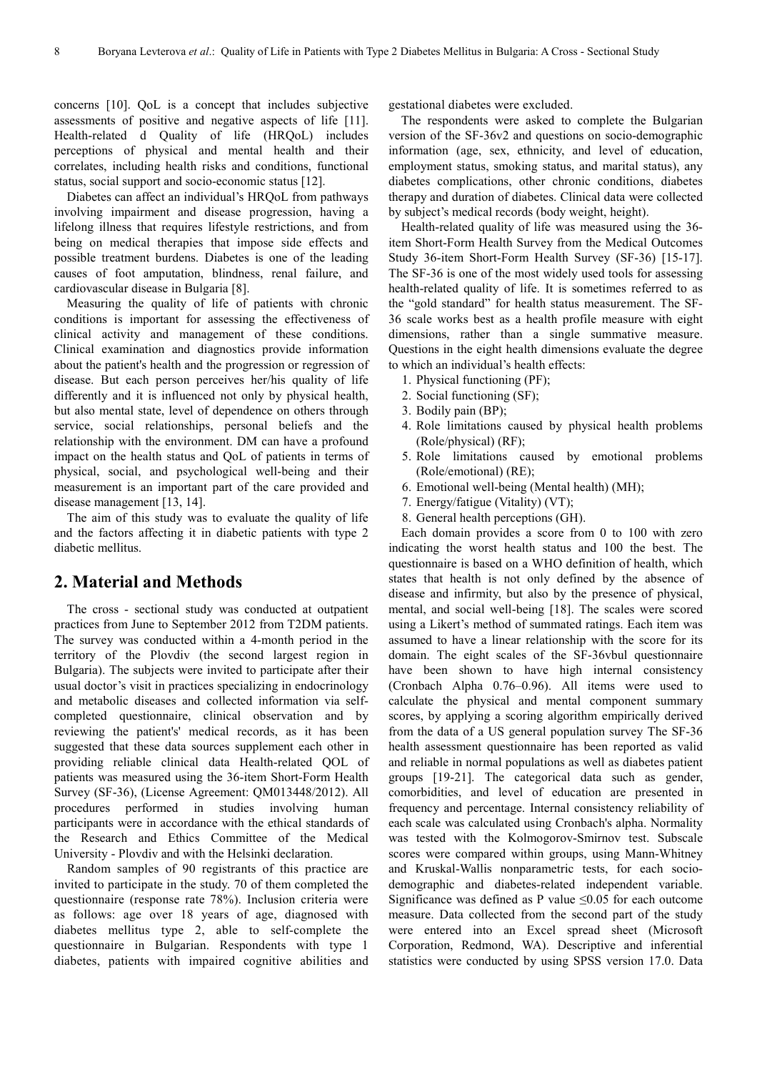concerns [10]. QoL is a concept that includes subjective assessments of positive and negative aspects of life [11]. Health-related d Quality of life (HRQoL) includes perceptions of physical and mental health and their correlates, including health risks and conditions, functional status, social support and socio-economic status [12].

Diabetes can affect an individual's HRQoL from pathways involving impairment and disease progression, having a lifelong illness that requires lifestyle restrictions, and from being on medical therapies that impose side effects and possible treatment burdens. Diabetes is one of the leading causes of foot amputation, blindness, renal failure, and cardiovascular disease in Bulgaria [8].

Measuring the quality of life of patients with chronic conditions is important for assessing the effectiveness of clinical activity and management of these conditions. Clinical examination and diagnostics provide information about the patient's health and the progression or regression of disease. But each person perceives her/his quality of life differently and it is influenced not only by physical health, but also mental state, level of dependence on others through service, social relationships, personal beliefs and the relationship with the environment. DM can have a profound impact on the health status and QoL of patients in terms of physical, social, and psychological well-being and their measurement is an important part of the care provided and disease management [13, 14].

The aim of this study was to evaluate the quality of life and the factors affecting it in diabetic patients with type 2 diabetic mellitus.

## 2. Material and Methods

The cross - sectional study was conducted at outpatient practices from June to September 2012 from T2DM patients. The survey was conducted within a 4-month period in the territory of the Plovdiv (the second largest region in Bulgaria). The subjects were invited to participate after their usual doctor's visit in practices specializing in endocrinology and metabolic diseases and collected information via self-completed questionnaire, clinical observation and by reviewing the patient's' medical records, as it has been suggested that these data sources supplement each other in providing reliable clinical data Health-related QOL of patients was measured using the 36-item Short-Form Health Survey (SF-36), (License Agreement: QM013448/2012). All procedures performed in studies involving human participants were in accordance with the ethical standards of the Research and Ethics Committee of the Medical University - Plovdiv and with the Helsinki declaration.

Random samples of 90 registrants of this practice are invited to participate in the study. 70 of them completed the questionnaire (response rate 78%). Inclusion criteria were as follows: age over 18 years of age, diagnosed with diabetes mellitus type 2, able to self-complete the questionnaire in Bulgarian. Respondents with type 1 diabetes, patients with impaired cognitive abilities and gestational diabetes were excluded.

The respondents were asked to complete the Bulgarian version of the SF-36v2 and questions on socio-demographic information (age, sex, ethnicity, and level of education, employment status, smoking status, and marital status), any diabetes complications, other chronic conditions, diabetes therapy and duration of diabetes. Clinical data were collected by subject's medical records (body weight, height).

Health-related quality of life was measured using the 36-item Short-Form Health Survey from the Medical Outcomes Study 36-item Short-Form Health Survey (SF-36) [15-17]. The SF-36 is one of the most widely used tools for assessing health-related quality of life. It is sometimes referred to as the "gold standard" for health status measurement. The SF-36 scale works best as a health profile measure with eight dimensions, rather than a single summative measure. Questions in the eight health dimensions evaluate the degree to which an individual's health effects:

1. Physical functioning (PF);
2. Social functioning (SF);
3. Bodily pain (BP);
4. Role limitations caused by physical health problems (Role/physical) (RF);
5. Role limitations caused by emotional problems (Role/emotional) (RE);
6. Emotional well-being (Mental health) (MH);
7. Energy/fatigue (Vitality) (VT);
8. General health perceptions (GH).

Each domain provides a score from 0 to 100 with zero indicating the worst health status and 100 the best. The questionnaire is based on a WHO definition of health, which states that health is not only defined by the absence of disease and infirmity, but also by the presence of physical, mental, and social well-being [18]. The scales were scored using a Likert's method of summated ratings. Each item was assumed to have a linear relationship with the score for its domain. The eight scales of the SF-36vbul questionnaire have been shown to have high internal consistency (Cronbach Alpha 0.76–0.96). All items were used to calculate the physical and mental component summary scores, by applying a scoring algorithm empirically derived from the data of a US general population survey The SF-36 health assessment questionnaire has been reported as valid and reliable in normal populations as well as diabetes patient groups [19-21]. The categorical data such as gender, comorbidities, and level of education are presented in frequency and percentage. Internal consistency reliability of each scale was calculated using Cronbach's alpha. Normality was tested with the Kolmogorov-Smirnov test. Subscale scores were compared within groups, using Mann-Whitney and Kruskal-Wallis nonparametric tests, for each socio-demographic and diabetes-related independent variable. Significance was defined as P value $\leq 0.05$ for each outcome measure. Data collected from the second part of the study were entered into an Excel spread sheet (Microsoft Corporation, Redmond, WA). Descriptive and inferential statistics were conducted by using SPSS version 17.0. Data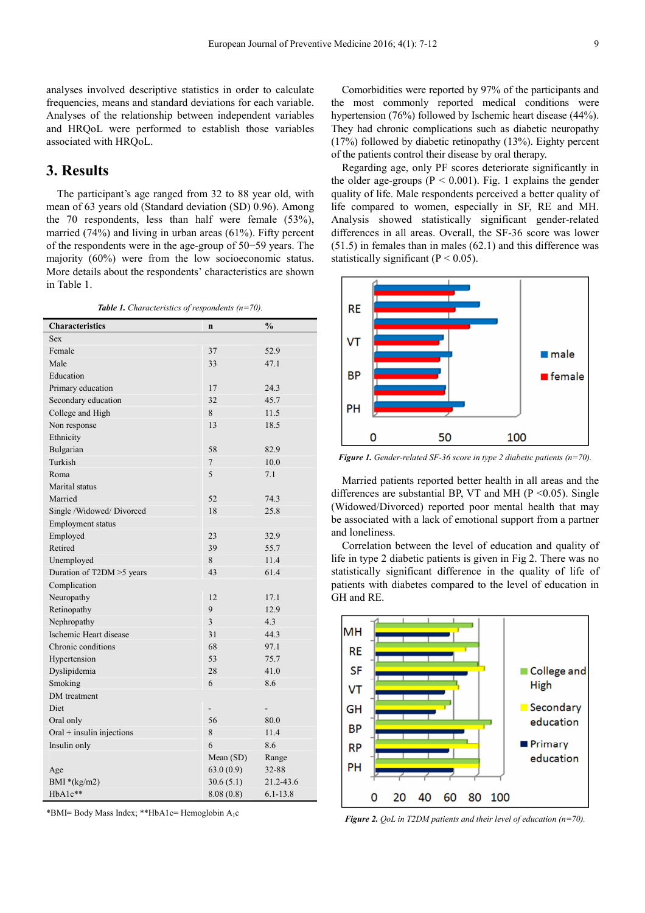analyses involved descriptive statistics in order to calculate frequencies, means and standard deviations for each variable. Analyses of the relationship between independent variables and HRQoL were performed to establish those variables associated with HRQoL.

## 3. Results

The participant's age ranged from 32 to 88 year old, with mean of 63 years old (Standard deviation (SD) 0.96). Among the 70 respondents, less than half were female (53%), married (74%) and living in urban areas (61%). Fifty percent of the respondents were in the age-group of 50−59 years. The majority (60%) were from the low socioeconomic status. More details about the respondents' characteristics are shown in Table 1.

***Table 1.*** *Characteristics of respondents (n=70).*

| Characteristics | n | % |
|---|---|---|
| Sex | | |
| Female | 37 | 52.9 |
| Male | 33 | 47.1 |
| Education | | |
| Primary education | 17 | 24.3 |
| Secondary education | 32 | 45.7 |
| College and High | 8 | 11.5 |
| Non response | 13 | 18.5 |
| Ethnicity | | |
| Bulgarian | 58 | 82.9 |
| Turkish | 7 | 10.0 |
| Roma | 5 | 7.1 |
| Marital status | | |
| Married | 52 | 74.3 |
| Single /Widowed/ Divorced | 18 | 25.8 |
| Employment status | | |
| Employed | 23 | 32.9 |
| Retired | 39 | 55.7 |
| Unemployed | 8 | 11.4 |
| Duration of T2DM >5 years | 43 | 61.4 |
| Complication | | |
| Neuropathy | 12 | 17.1 |
| Retinopathy | 9 | 12.9 |
| Nephropathy | 3 | 4.3 |
| Ischemic Heart disease | 31 | 44.3 |
| Chronic conditions | 68 | 97.1 |
| Hypertension | 53 | 75.7 |
| Dyslipidemia | 28 | 41.0 |
| Smoking | 6 | 8.6 |
| DM treatment | | |
| Diet | - | - |
| Oral only | 56 | 80.0 |
| Oral + insulin injections | 8 | 11.4 |
| Insulin only | 6 | 8.6 |
| | Mean (SD) | Range |
| Age | 63.0 (0.9) | 32-88 |
| BMI *(kg/m2) | 30.6 (5.1) | 21.2-43.6 |
| HbA1c** | 8.08 (0.8) | 6.1-13.8 |

*BMI= Body Mass Index; **HbA1c= Hemoglobin $A_1c$

Comorbidities were reported by 97% of the participants and the most commonly reported medical conditions were hypertension (76%) followed by Ischemic heart disease (44%). They had chronic complications such as diabetic neuropathy (17%) followed by diabetic retinopathy (13%). Eighty percent of the patients control their disease by oral therapy.

Regarding age, only PF scores deteriorate significantly in the older age-groups ($P < 0.001$). Fig. 1 explains the gender quality of life. Male respondents perceived a better quality of life compared to women, especially in SF, RE and MH. Analysis showed statistically significant gender-related differences in all areas. Overall, the SF-36 score was lower (51.5) in females than in males (62.1) and this difference was statistically significant ($P < 0.05$).

***Figure 1.*** *Gender-related SF-36 score in type 2 diabetic patients (n=70).*

Married patients reported better health in all areas and the differences are substantial BP, VT and MH ($P < 0.05$). Single (Widowed/Divorced) reported poor mental health that may be associated with a lack of emotional support from a partner and loneliness.

Correlation between the level of education and quality of life in type 2 diabetic patients is given in Fig 2. There was no statistically significant difference in the quality of life of patients with diabetes compared to the level of education in GH and RE.

***Figure 2.*** *QoL in T2DM patients and their level of education (n=70).*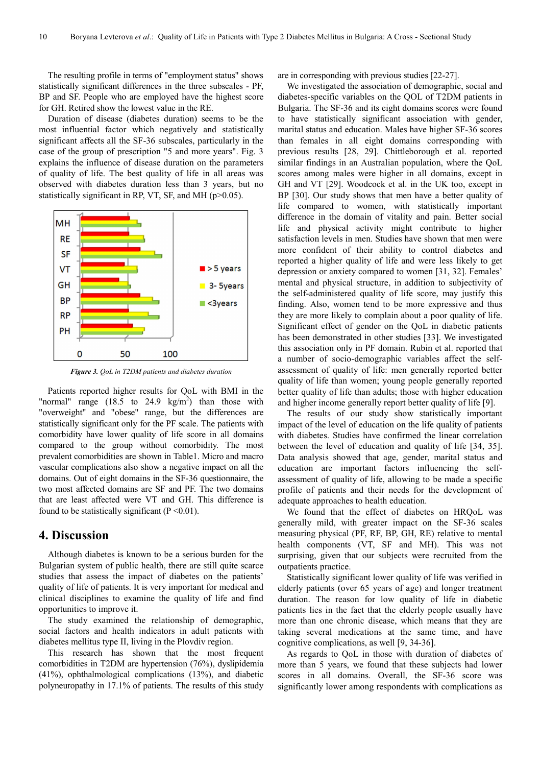The resulting profile in terms of "employment status" shows statistically significant differences in the three subscales - PF, BP and SF. People who are employed have the highest score for GH. Retired show the lowest value in the RE.

Duration of disease (diabetes duration) seems to be the most influential factor which negatively and statistically significant affects all the SF-36 subscales, particularly in the case of the group of prescription "5 and more years". Fig. 3 explains the influence of disease duration on the parameters of quality of life. The best quality of life in all areas was observed with diabetes duration less than 3 years, but no statistically significant in RP, VT, SF, and MH (p>0.05).

***Figure 3.*** *QoL in T2DM patients and diabetes duration*

Patients reported higher results for QoL with BMI in the "normal" range (18.5 to 24.9 kg/m$^2$) than those with "overweight" and "obese" range, but the differences are statistically significant only for the PF scale. The patients with comorbidity have lower quality of life score in all domains compared to the group without comorbidity. The most prevalent comorbidities are shown in Table1. Micro and macro vascular complications also show a negative impact on all the domains. Out of eight domains in the SF-36 questionnaire, the two most affected domains are SF and PF. The two domains that are least affected were VT and GH. This difference is found to be statistically significant (P <0.01).

## 4. Discussion

Although diabetes is known to be a serious burden for the Bulgarian system of public health, there are still quite scarce studies that assess the impact of diabetes on the patients' quality of life of patients. It is very important for medical and clinical disciplines to examine the quality of life and find opportunities to improve it.

The study examined the relationship of demographic, social factors and health indicators in adult patients with diabetes mellitus type II, living in the Plovdiv region.

This research has shown that the most frequent comorbidities in T2DM are hypertension (76%), dyslipidemia (41%), ophthalmological complications (13%), and diabetic polyneuropathy in 17.1% of patients. The results of this study are in corresponding with previous studies [22-27].

We investigated the association of demographic, social and diabetes-specific variables on the QOL of T2DM patients in Bulgaria. The SF-36 and its eight domains scores were found to have statistically significant association with gender, marital status and education. Males have higher SF-36 scores than females in all eight domains corresponding with previous results [28, 29]. Chittleborough et al. reported similar findings in an Australian population, where the QoL scores among males were higher in all domains, except in GH and VT [29]. Woodcock et al. in the UK too, except in BP [30]. Our study shows that men have a better quality of life compared to women, with statistically important difference in the domain of vitality and pain. Better social life and physical activity might contribute to higher satisfaction levels in men. Studies have shown that men were more confident of their ability to control diabetes and reported a higher quality of life and were less likely to get depression or anxiety compared to women [31, 32]. Females' mental and physical structure, in addition to subjectivity of the self-administered quality of life score, may justify this finding. Also, women tend to be more expressive and thus they are more likely to complain about a poor quality of life. Significant effect of gender on the QoL in diabetic patients has been demonstrated in other studies [33]. We investigated this association only in PF domain. Rubin et al. reported that a number of socio-demographic variables affect the self-assessment of quality of life: men generally reported better quality of life than women; young people generally reported better quality of life than adults; those with higher education and higher income generally report better quality of life [9].

The results of our study show statistically important impact of the level of education on the life quality of patients with diabetes. Studies have confirmed the linear correlation between the level of education and quality of life [34, 35]. Data analysis showed that age, gender, marital status and education are important factors influencing the self-assessment of quality of life, allowing to be made a specific profile of patients and their needs for the development of adequate approaches to health education.

We found that the effect of diabetes on HRQoL was generally mild, with greater impact on the SF-36 scales measuring physical (PF, RF, BP, GH, RE) relative to mental health components (VT, SF and MH). This was not surprising, given that our subjects were recruited from the outpatients practice.

Statistically significant lower quality of life was verified in elderly patients (over 65 years of age) and longer treatment duration. The reason for low quality of life in diabetic patients lies in the fact that the elderly people usually have more than one chronic disease, which means that they are taking several medications at the same time, and have cognitive complications, as well [9, 34-36].

As regards to QoL in those with duration of diabetes of more than 5 years, we found that these subjects had lower scores in all domains. Overall, the SF-36 score was significantly lower among respondents with complications as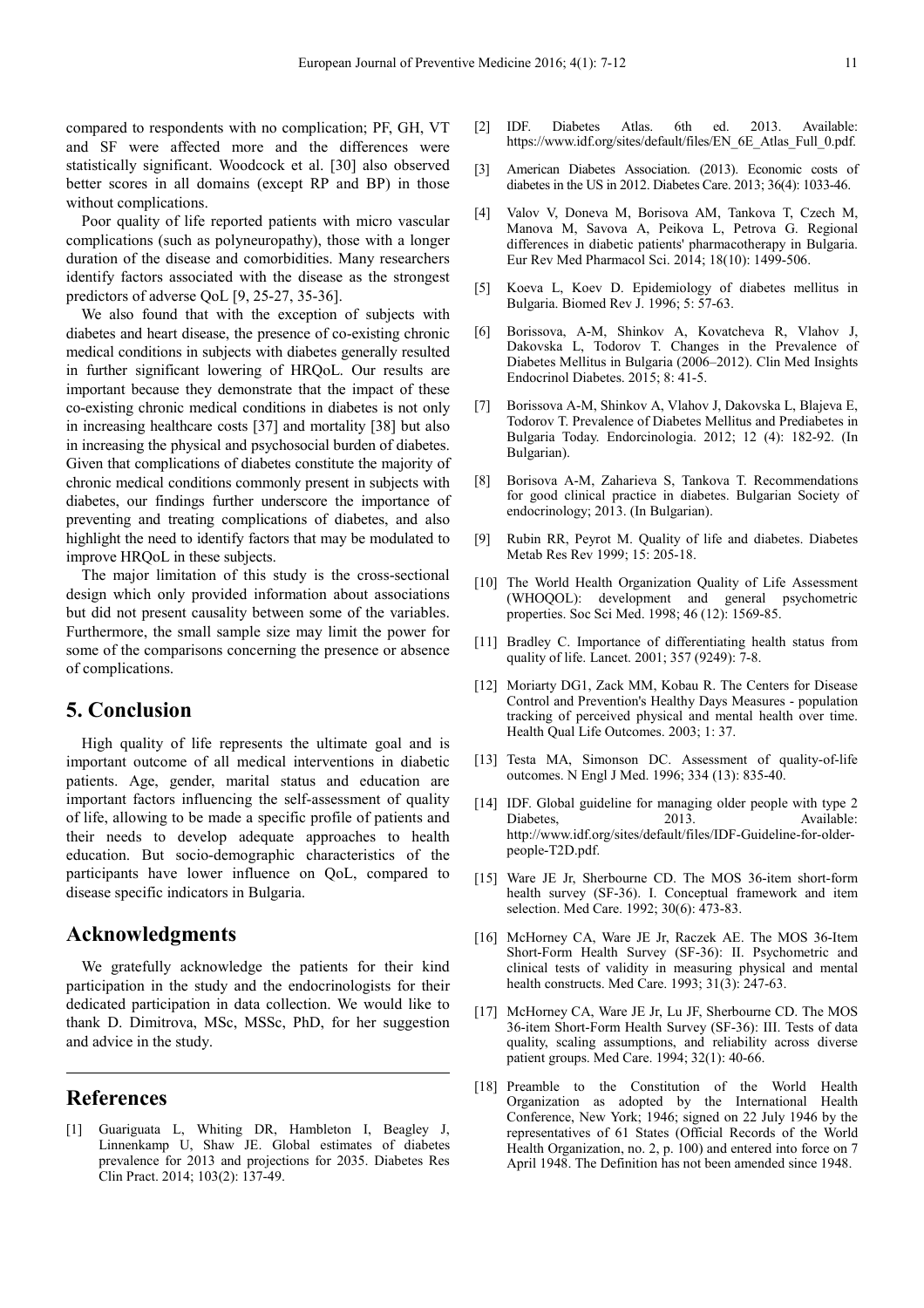compared to respondents with no complication; PF, GH, VT and SF were affected more and the differences were statistically significant. Woodcock et al. [30] also observed better scores in all domains (except RP and BP) in those without complications.

Poor quality of life reported patients with micro vascular complications (such as polyneuropathy), those with a longer duration of the disease and comorbidities. Many researchers identify factors associated with the disease as the strongest predictors of adverse QoL [9, 25-27, 35-36].

We also found that with the exception of subjects with diabetes and heart disease, the presence of co-existing chronic medical conditions in subjects with diabetes generally resulted in further significant lowering of HRQoL. Our results are important because they demonstrate that the impact of these co-existing chronic medical conditions in diabetes is not only in increasing healthcare costs [37] and mortality [38] but also in increasing the physical and psychosocial burden of diabetes. Given that complications of diabetes constitute the majority of chronic medical conditions commonly present in subjects with diabetes, our findings further underscore the importance of preventing and treating complications of diabetes, and also highlight the need to identify factors that may be modulated to improve HRQoL in these subjects.

The major limitation of this study is the cross-sectional design which only provided information about associations but did not present causality between some of the variables. Furthermore, the small sample size may limit the power for some of the comparisons concerning the presence or absence of complications.

## 5. Conclusion

High quality of life represents the ultimate goal and is important outcome of all medical interventions in diabetic patients. Age, gender, marital status and education are important factors influencing the self-assessment of quality of life, allowing to be made a specific profile of patients and their needs to develop adequate approaches to health education. But socio-demographic characteristics of the participants have lower influence on QoL, compared to disease specific indicators in Bulgaria.

## Acknowledgments

We gratefully acknowledge the patients for their kind participation in the study and the endocrinologists for their dedicated participation in data collection. We would like to thank D. Dimitrova, MSc, MSSc, PhD, for her suggestion and advice in the study.

## References

[1] Guariguata L, Whiting DR, Hambleton I, Beagley J, Linnenkamp U, Shaw JE. Global estimates of diabetes prevalence for 2013 and projections for 2035. Diabetes Res Clin Pract. 2014; 103(2): 137-49.

[2] IDF. Diabetes Atlas. 6th ed. 2013. Available: https://www.idf.org/sites/default/files/EN_6E_Atlas_Full_0.pdf.

[3] American Diabetes Association. (2013). Economic costs of diabetes in the US in 2012. Diabetes Care. 2013; 36(4): 1033-46.

[4] Valov V, Doneva M, Borisova AM, Tankova T, Czech M, Manova M, Savova A, Peikova L, Petrova G. Regional differences in diabetic patients' pharmacotherapy in Bulgaria. Eur Rev Med Pharmacol Sci. 2014; 18(10): 1499-506.

[5] Koeva L, Koev D. Epidemiology of diabetes mellitus in Bulgaria. Biomed Rev J. 1996; 5: 57-63.

[6] Borissova, A-M, Shinkov A, Kovatcheva R, Vlahov J, Dakovska L, Todorov T. Changes in the Prevalence of Diabetes Mellitus in Bulgaria (2006–2012). Clin Med Insights Endocrinol Diabetes. 2015; 8: 41-5.

[7] Borissova A-M, Shinkov A, Vlahov J, Dakovska L, Blajeva E, Todorov T. Prevalence of Diabetes Mellitus and Prediabetes in Bulgaria Today. Endorcinologia. 2012; 12 (4): 182-92. (In Bulgarian).

[8] Borisova A-M, Zaharieva S, Tankova T. Recommendations for good clinical practice in diabetes. Bulgarian Society of endocrinology; 2013. (In Bulgarian).

[9] Rubin RR, Peyrot M. Quality of life and diabetes. Diabetes Metab Res Rev 1999; 15: 205-18.

[10] The World Health Organization Quality of Life Assessment (WHOQOL): development and general psychometric properties. Soc Sci Med. 1998; 46 (12): 1569-85.

[11] Bradley C. Importance of differentiating health status from quality of life. Lancet. 2001; 357 (9249): 7-8.

[12] Moriarty DG1, Zack MM, Kobau R. The Centers for Disease Control and Prevention's Healthy Days Measures - population tracking of perceived physical and mental health over time. Health Qual Life Outcomes. 2003; 1: 37.

[13] Testa MA, Simonson DC. Assessment of quality-of-life outcomes. N Engl J Med. 1996; 334 (13): 835-40.

[14] IDF. Global guideline for managing older people with type 2 Diabetes, 2013. Available: http://www.idf.org/sites/default/files/IDF-Guideline-for-older-people-T2D.pdf.

[15] Ware JE Jr, Sherbourne CD. The MOS 36-item short-form health survey (SF-36). I. Conceptual framework and item selection. Med Care. 1992; 30(6): 473-83.

[16] McHorney CA, Ware JE Jr, Raczek AE. The MOS 36-Item Short-Form Health Survey (SF-36): II. Psychometric and clinical tests of validity in measuring physical and mental health constructs. Med Care. 1993; 31(3): 247-63.

[17] McHorney CA, Ware JE Jr, Lu JF, Sherbourne CD. The MOS 36-item Short-Form Health Survey (SF-36): III. Tests of data quality, scaling assumptions, and reliability across diverse patient groups. Med Care. 1994; 32(1): 40-66.

[18] Preamble to the Constitution of the World Health Organization as adopted by the International Health Conference, New York; 1946; signed on 22 July 1946 by the representatives of 61 States (Official Records of the World Health Organization, no. 2, p. 100) and entered into force on 7 April 1948. The Definition has not been amended since 1948.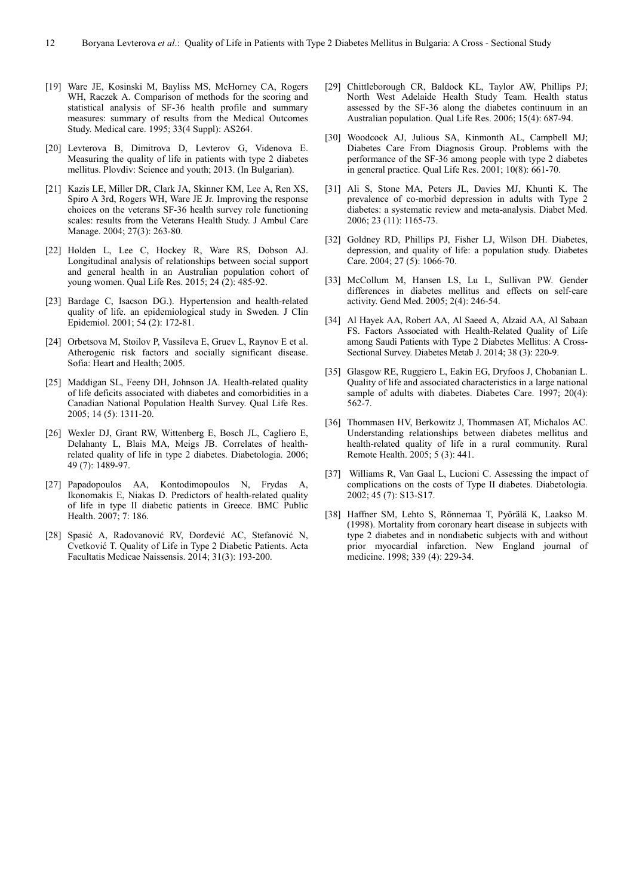[19] Ware JE, Kosinski M, Bayliss MS, McHorney CA, Rogers WH, Raczek A. Comparison of methods for the scoring and statistical analysis of SF-36 health profile and summary measures: summary of results from the Medical Outcomes Study. Medical care. 1995; 33(4 Suppl): AS264.

[20] Levterova B, Dimitrova D, Levterov G, Videnova E. Measuring the quality of life in patients with type 2 diabetes mellitus. Plovdiv: Science and youth; 2013. (In Bulgarian).

[21] Kazis LE, Miller DR, Clark JA, Skinner KM, Lee A, Ren XS, Spiro A 3rd, Rogers WH, Ware JE Jr. Improving the response choices on the veterans SF-36 health survey role functioning scales: results from the Veterans Health Study. J Ambul Care Manage. 2004; 27(3): 263-80.

[22] Holden L, Lee C, Hockey R, Ware RS, Dobson AJ. Longitudinal analysis of relationships between social support and general health in an Australian population cohort of young women. Qual Life Res. 2015; 24 (2): 485-92.

[23] Bardage C, Isacson DG.). Hypertension and health-related quality of life. an epidemiological study in Sweden. J Clin Epidemiol. 2001; 54 (2): 172-81.

[24] Orbetsova M, Stoilov P, Vassileva E, Gruev L, Raynov E et al. Atherogenic risk factors and socially significant disease. Sofia: Heart and Health; 2005.

[25] Maddigan SL, Feeny DH, Johnson JA. Health-related quality of life deficits associated with diabetes and comorbidities in a Canadian National Population Health Survey. Qual Life Res. 2005; 14 (5): 1311-20.

[26] Wexler DJ, Grant RW, Wittenberg E, Bosch JL, Cagliero E, Delahanty L, Blais MA, Meigs JB. Correlates of health-related quality of life in type 2 diabetes. Diabetologia. 2006; 49 (7): 1489-97.

[27] Papadopoulos AA, Kontodimopoulos N, Frydas A, Ikonomakis E, Niakas D. Predictors of health-related quality of life in type II diabetic patients in Greece. BMC Public Health. 2007; 7: 186.

[28] Spasić A, Radovanović RV, Đorđević AC, Stefanović N, Cvetković T. Quality of Life in Type 2 Diabetic Patients. Acta Facultatis Medicae Naissensis. 2014; 31(3): 193-200.

[29] Chittleborough CR, Baldock KL, Taylor AW, Phillips PJ; North West Adelaide Health Study Team. Health status assessed by the SF-36 along the diabetes continuum in an Australian population. Qual Life Res. 2006; 15(4): 687-94.

[30] Woodcock AJ, Julious SA, Kinmonth AL, Campbell MJ; Diabetes Care From Diagnosis Group. Problems with the performance of the SF-36 among people with type 2 diabetes in general practice. Qual Life Res. 2001; 10(8): 661-70.

[31] Ali S, Stone MA, Peters JL, Davies MJ, Khunti K. The prevalence of co-morbid depression in adults with Type 2 diabetes: a systematic review and meta-analysis. Diabet Med. 2006; 23 (11): 1165-73.

[32] Goldney RD, Phillips PJ, Fisher LJ, Wilson DH. Diabetes, depression, and quality of life: a population study. Diabetes Care. 2004; 27 (5): 1066-70.

[33] McCollum M, Hansen LS, Lu L, Sullivan PW. Gender differences in diabetes mellitus and effects on self-care activity. Gend Med. 2005; 2(4): 246-54.

[34] Al Hayek AA, Robert AA, Al Saeed A, Alzaid AA, Al Sabaan FS. Factors Associated with Health-Related Quality of Life among Saudi Patients with Type 2 Diabetes Mellitus: A Cross-Sectional Survey. Diabetes Metab J. 2014; 38 (3): 220-9.

[35] Glasgow RE, Ruggiero L, Eakin EG, Dryfoos J, Chobanian L. Quality of life and associated characteristics in a large national sample of adults with diabetes. Diabetes Care. 1997; 20(4): 562-7.

[36] Thommasen HV, Berkowitz J, Thommasen AT, Michalos AC. Understanding relationships between diabetes mellitus and health-related quality of life in a rural community. Rural Remote Health. 2005; 5 (3): 441.

[37] Williams R, Van Gaal L, Lucioni C. Assessing the impact of complications on the costs of Type II diabetes. Diabetologia. 2002; 45 (7): S13-S17.

[38] Haffner SM, Lehto S, Rönnemaa T, Pyörälä K, Laakso M. (1998). Mortality from coronary heart disease in subjects with type 2 diabetes and in nondiabetic subjects with and without prior myocardial infarction. New England journal of medicine. 1998; 339 (4): 229-34.